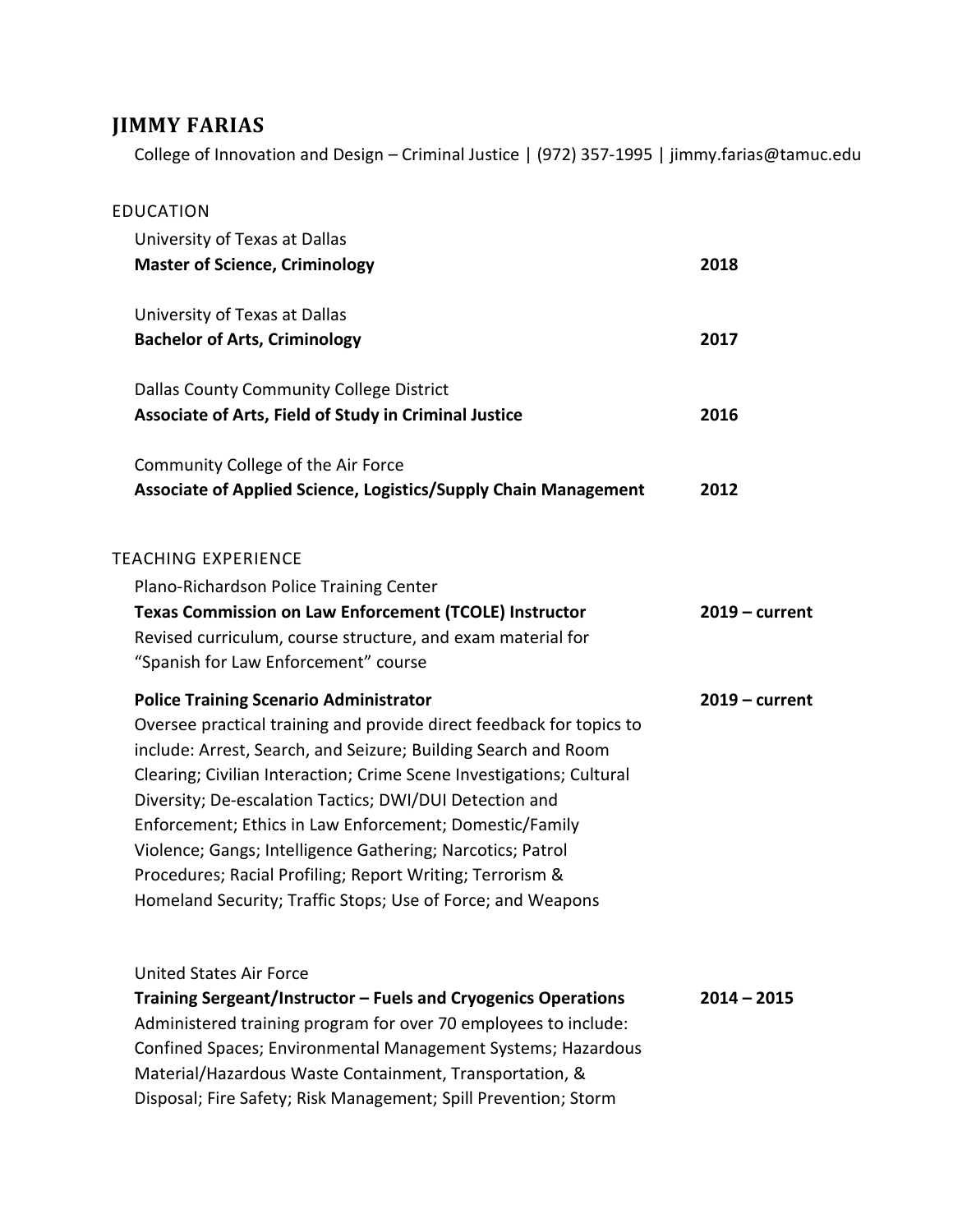# JIMMY FARIAS

College of Innovation and Design – Criminal Justice | (972) 357-1995 | jimmy.farias@tamuc.edu

## EDUCATION

University of Texas at Dallas
**Master of Science, Criminology** **2018**

University of Texas at Dallas
**Bachelor of Arts, Criminology** **2017**

Dallas County Community College District
**Associate of Arts, Field of Study in Criminal Justice** **2016**

Community College of the Air Force
**Associate of Applied Science, Logistics/Supply Chain Management** **2012**

## TEACHING EXPERIENCE

Plano-Richardson Police Training Center
**Texas Commission on Law Enforcement (TCOLE) Instructor** **2019 – current**
Revised curriculum, course structure, and exam material for "Spanish for Law Enforcement" course

**Police Training Scenario Administrator** **2019 – current**
Oversee practical training and provide direct feedback for topics to include: Arrest, Search, and Seizure; Building Search and Room Clearing; Civilian Interaction; Crime Scene Investigations; Cultural Diversity; De-escalation Tactics; DWI/DUI Detection and Enforcement; Ethics in Law Enforcement; Domestic/Family Violence; Gangs; Intelligence Gathering; Narcotics; Patrol Procedures; Racial Profiling; Report Writing; Terrorism & Homeland Security; Traffic Stops; Use of Force; and Weapons

United States Air Force
**Training Sergeant/Instructor – Fuels and Cryogenics Operations** **2014 – 2015**
Administered training program for over 70 employees to include: Confined Spaces; Environmental Management Systems; Hazardous Material/Hazardous Waste Containment, Transportation, & Disposal; Fire Safety; Risk Management; Spill Prevention; Storm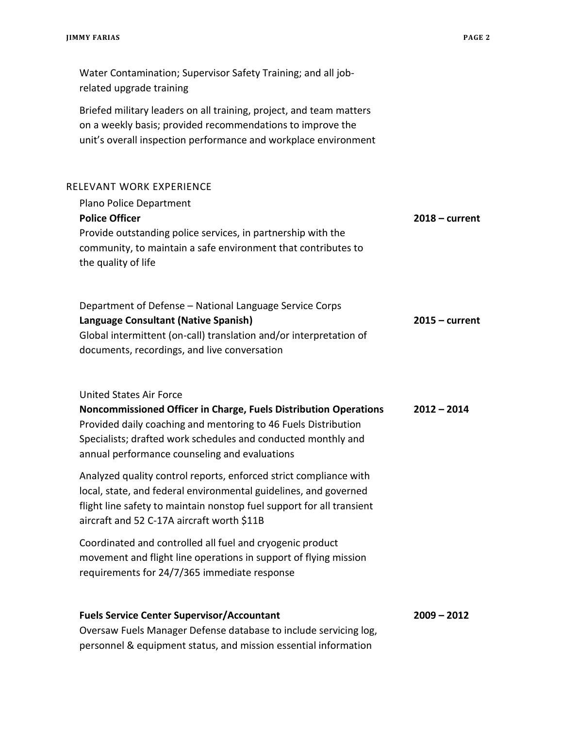Water Contamination; Supervisor Safety Training; and all job-related upgrade training

Briefed military leaders on all training, project, and team matters on a weekly basis; provided recommendations to improve the unit's overall inspection performance and workplace environment

## RELEVANT WORK EXPERIENCE

Plano Police Department

**Police Officer** — **2018 – current**

Provide outstanding police services, in partnership with the community, to maintain a safe environment that contributes to the quality of life

Department of Defense – National Language Service Corps

**Language Consultant (Native Spanish)** — **2015 – current**

Global intermittent (on-call) translation and/or interpretation of documents, recordings, and live conversation

United States Air Force

**Noncommissioned Officer in Charge, Fuels Distribution Operations** — **2012 – 2014**

Provided daily coaching and mentoring to 46 Fuels Distribution Specialists; drafted work schedules and conducted monthly and annual performance counseling and evaluations

Analyzed quality control reports, enforced strict compliance with local, state, and federal environmental guidelines, and governed flight line safety to maintain nonstop fuel support for all transient aircraft and 52 C-17A aircraft worth $11B

Coordinated and controlled all fuel and cryogenic product movement and flight line operations in support of flying mission requirements for 24/7/365 immediate response

**Fuels Service Center Supervisor/Accountant** — **2009 – 2012**

Oversaw Fuels Manager Defense database to include servicing log, personnel & equipment status, and mission essential information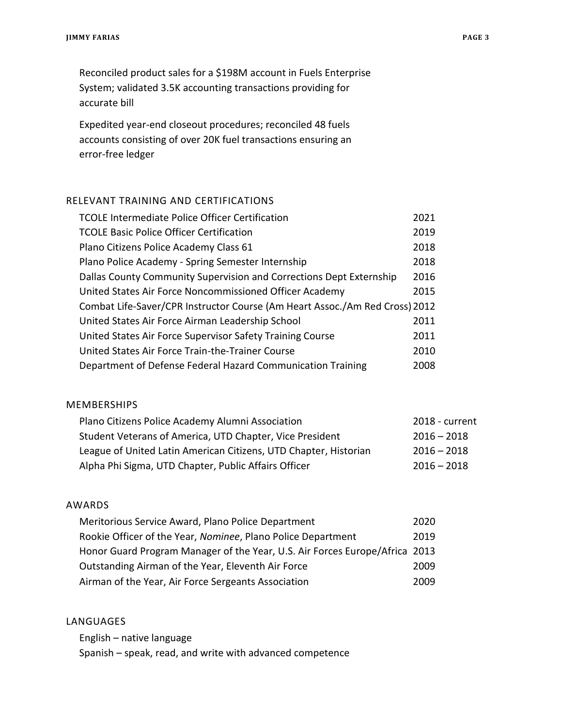Reconciled product sales for a $198M account in Fuels Enterprise System; validated 3.5K accounting transactions providing for accurate bill

Expedited year-end closeout procedures; reconciled 48 fuels accounts consisting of over 20K fuel transactions ensuring an error-free ledger

## RELEVANT TRAINING AND CERTIFICATIONS

| | |
|---|---|
| TCOLE Intermediate Police Officer Certification | 2021 |
| TCOLE Basic Police Officer Certification | 2019 |
| Plano Citizens Police Academy Class 61 | 2018 |
| Plano Police Academy - Spring Semester Internship | 2018 |
| Dallas County Community Supervision and Corrections Dept Externship | 2016 |
| United States Air Force Noncommissioned Officer Academy | 2015 |
| Combat Life-Saver/CPR Instructor Course (Am Heart Assoc./Am Red Cross) | 2012 |
| United States Air Force Airman Leadership School | 2011 |
| United States Air Force Supervisor Safety Training Course | 2011 |
| United States Air Force Train-the-Trainer Course | 2010 |
| Department of Defense Federal Hazard Communication Training | 2008 |

## MEMBERSHIPS

| | |
|---|---|
| Plano Citizens Police Academy Alumni Association | 2018 - current |
| Student Veterans of America, UTD Chapter, Vice President | 2016 – 2018 |
| League of United Latin American Citizens, UTD Chapter, Historian | 2016 – 2018 |
| Alpha Phi Sigma, UTD Chapter, Public Affairs Officer | 2016 – 2018 |

## AWARDS

| | |
|---|---|
| Meritorious Service Award, Plano Police Department | 2020 |
| Rookie Officer of the Year, *Nominee*, Plano Police Department | 2019 |
| Honor Guard Program Manager of the Year, U.S. Air Forces Europe/Africa | 2013 |
| Outstanding Airman of the Year, Eleventh Air Force | 2009 |
| Airman of the Year, Air Force Sergeants Association | 2009 |

## LANGUAGES

English – native language

Spanish – speak, read, and write with advanced competence